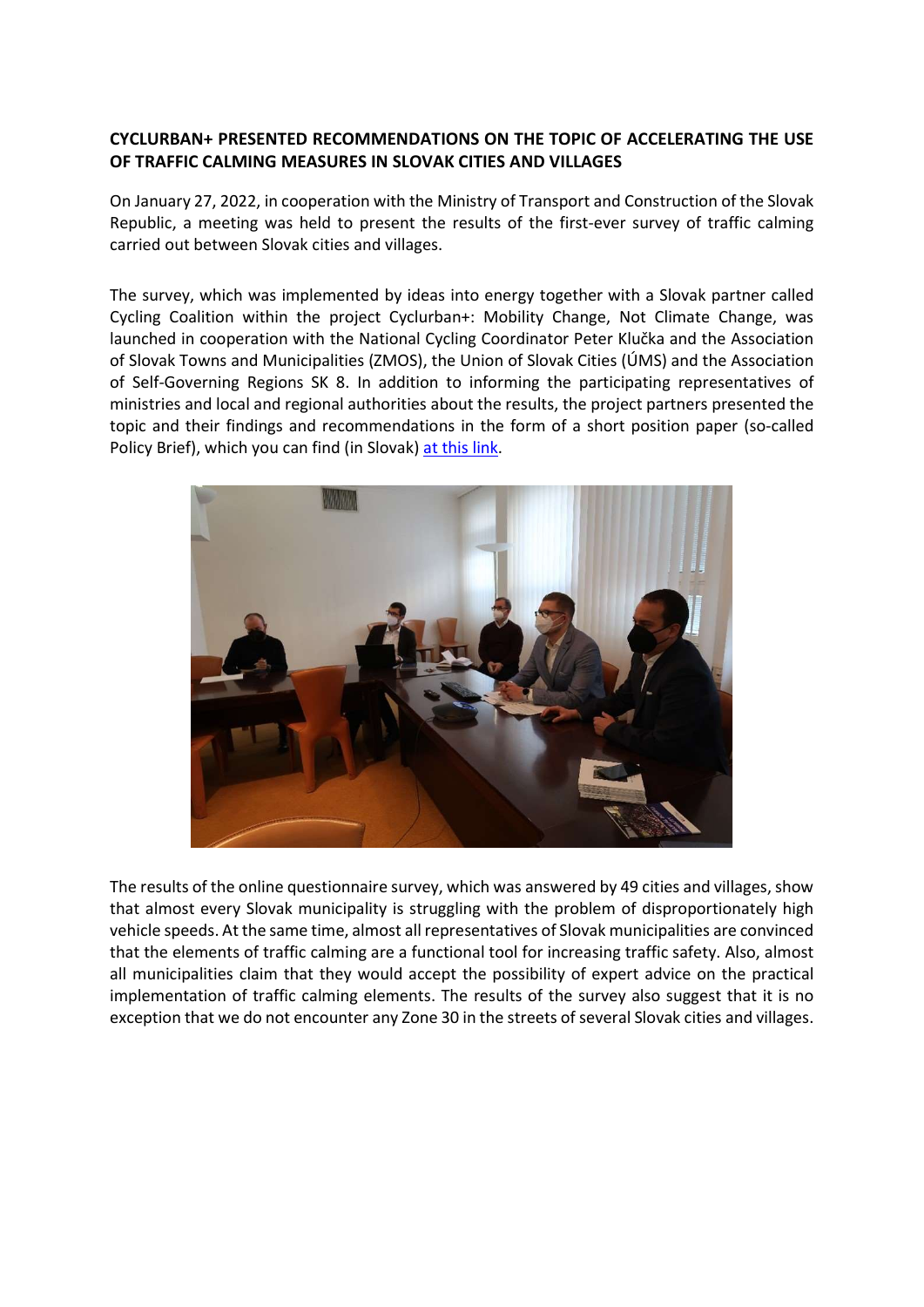**CYCLURBAN+ PRESENTED RECOMMENDATIONS ON THE TOPIC OF ACCELERATING THE USE OF TRAFFIC CALMING MEASURES IN SLOVAK CITIES AND VILLAGES**

On January 27, 2022, in cooperation with the Ministry of Transport and Construction of the Slovak Republic, a meeting was held to present the results of the first-ever survey of traffic calming carried out between Slovak cities and villages.

The survey, which was implemented by ideas into energy together with a Slovak partner called Cycling Coalition within the project Cyclurban+: Mobility Change, Not Climate Change, was launched in cooperation with the National Cycling Coordinator Peter Klučka and the Association of Slovak Towns and Municipalities (ZMOS), the Union of Slovak Cities (ÚMS) and the Association of Self-Governing Regions SK 8. In addition to informing the participating representatives of ministries and local and regional authorities about the results, the project partners presented the topic and their findings and recommendations in the form of a short position paper (so-called Policy Brief), which you can find (in Slovak) at this link.

The results of the online questionnaire survey, which was answered by 49 cities and villages, show that almost every Slovak municipality is struggling with the problem of disproportionately high vehicle speeds. At the same time, almost all representatives of Slovak municipalities are convinced that the elements of traffic calming are a functional tool for increasing traffic safety. Also, almost all municipalities claim that they would accept the possibility of expert advice on the practical implementation of traffic calming elements. The results of the survey also suggest that it is no exception that we do not encounter any Zone 30 in the streets of several Slovak cities and villages.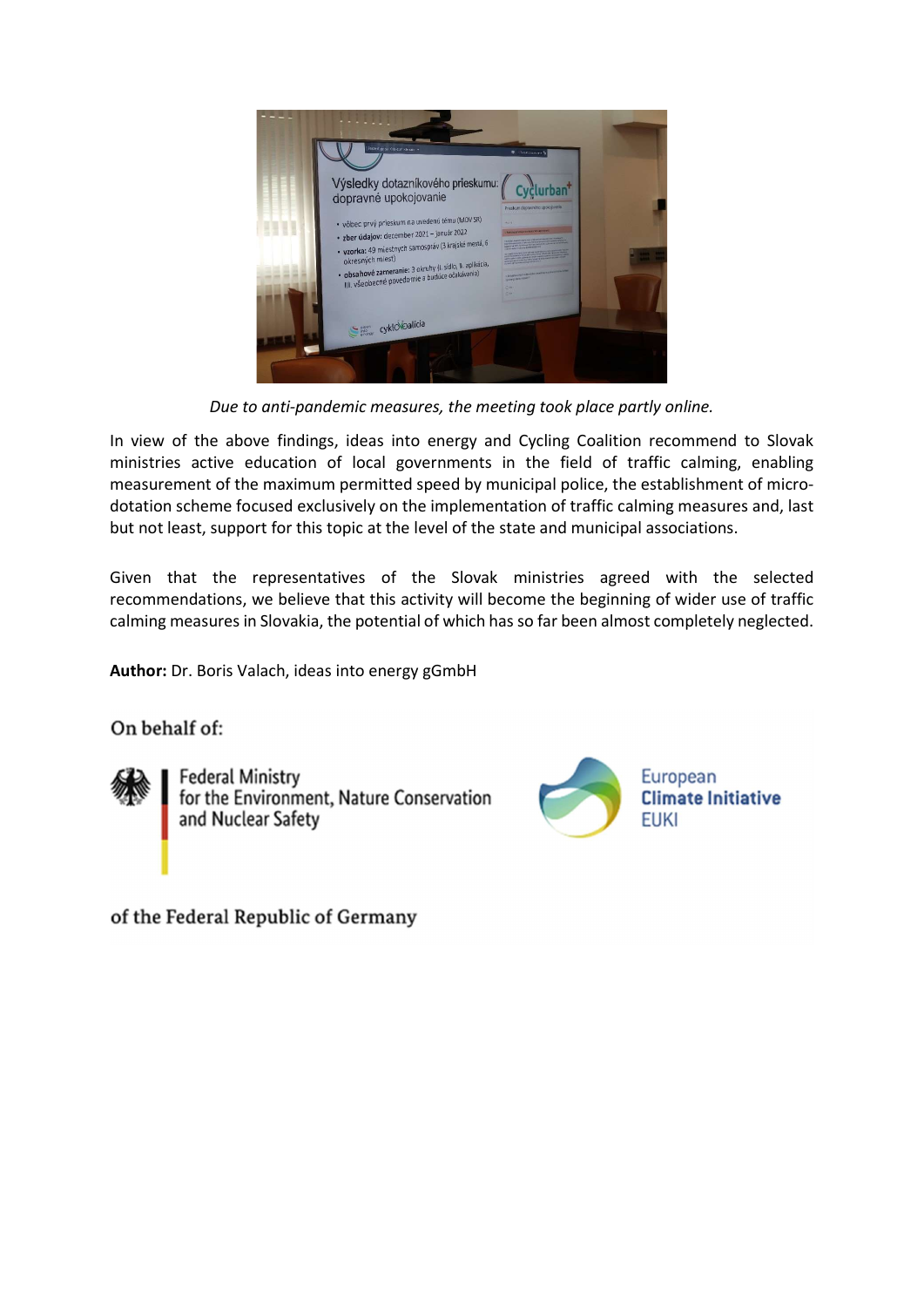*Due to anti-pandemic measures, the meeting took place partly online.*

In view of the above findings, ideas into energy and Cycling Coalition recommend to Slovak ministries active education of local governments in the field of traffic calming, enabling measurement of the maximum permitted speed by municipal police, the establishment of micro-dotation scheme focused exclusively on the implementation of traffic calming measures and, last but not least, support for this topic at the level of the state and municipal associations.

Given that the representatives of the Slovak ministries agreed with the selected recommendations, we believe that this activity will become the beginning of wider use of traffic calming measures in Slovakia, the potential of which has so far been almost completely neglected.

**Author:** Dr. Boris Valach, ideas into energy gGmbH

On behalf of:

Federal Ministry for the Environment, Nature Conservation and Nuclear Safety

of the Federal Republic of Germany

European Climate Initiative EUKI